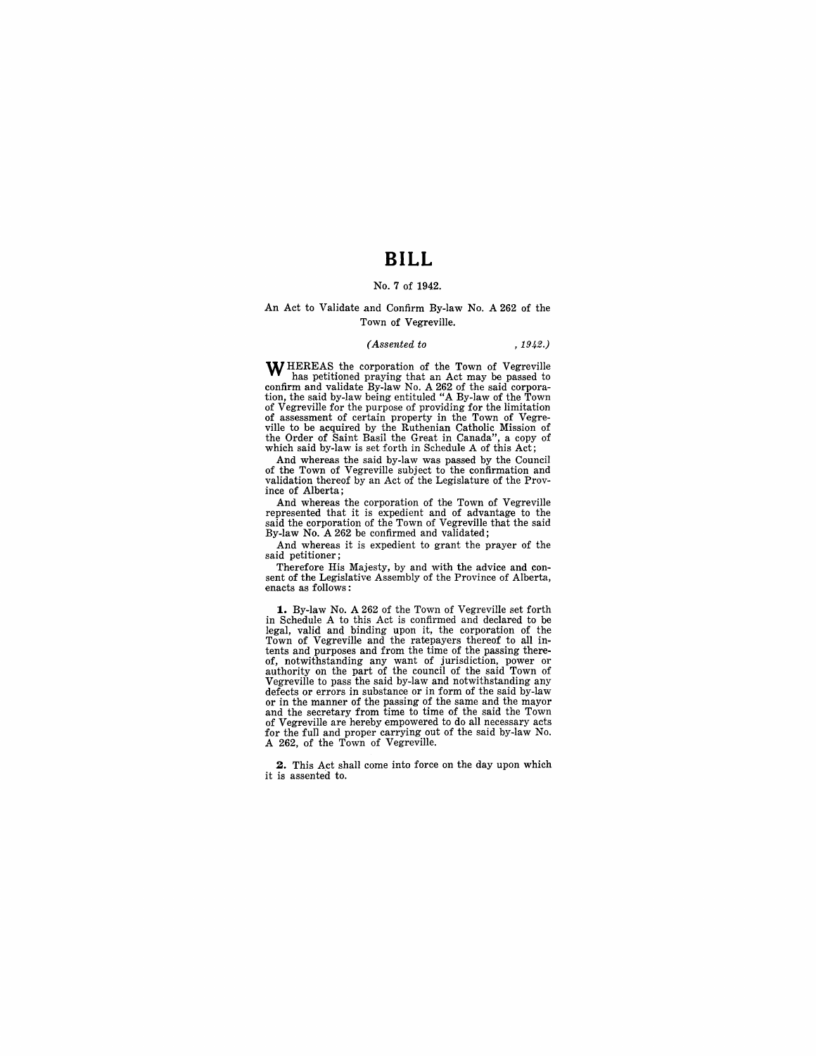# BILL

No. 7 of 1942.

An Act to Validate and Confirm By-law No. A 262 of the Town of Vegreville.

*(Assented to , 1942.)*

WHEREAS the corporation of the Town of Vegreville has petitioned praying that an Act may be passed to confirm and validate By-law No. A 262 of the said corporation, the said by-law being entituled "A By-law of the Town of Vegreville for the purpose of providing for the limitation of assessment of certain property in the Town of Vegreville to be acquired by the Ruthenian Catholic Mission of the Order of Saint Basil the Great in Canada", a copy of which said by-law is set forth in Schedule A of this Act;

And whereas the said by-law was passed by the Council of the Town of Vegreville subject to the confirmation and validation thereof by an Act of the Legislature of the Province of Alberta;

And whereas the corporation of the Town of Vegreville represented that it is expedient and of advantage to the said the corporation of the Town of Vegreville that the said By-law No. A 262 be confirmed and validated;

And whereas it is expedient to grant the prayer of the said petitioner;

Therefore His Majesty, by and with the advice and consent of the Legislative Assembly of the Province of Alberta, enacts as follows:

**1.** By-law No. A 262 of the Town of Vegreville set forth in Schedule A to this Act is confirmed and declared to be legal, valid and binding upon it, the corporation of the Town of Vegreville and the ratepayers thereof to all intents and purposes and from the time of the passing thereof, notwithstanding any want of jurisdiction, power or authority on the part of the council of the said Town of Vegreville to pass the said by-law and notwithstanding any defects or errors in substance or in form of the said by-law or in the manner of the passing of the same and the mayor and the secretary from time to time of the said the Town of Vegreville are hereby empowered to do all necessary acts for the full and proper carrying out of the said by-law No. A 262, of the Town of Vegreville.

**2.** This Act shall come into force on the day upon which it is assented to.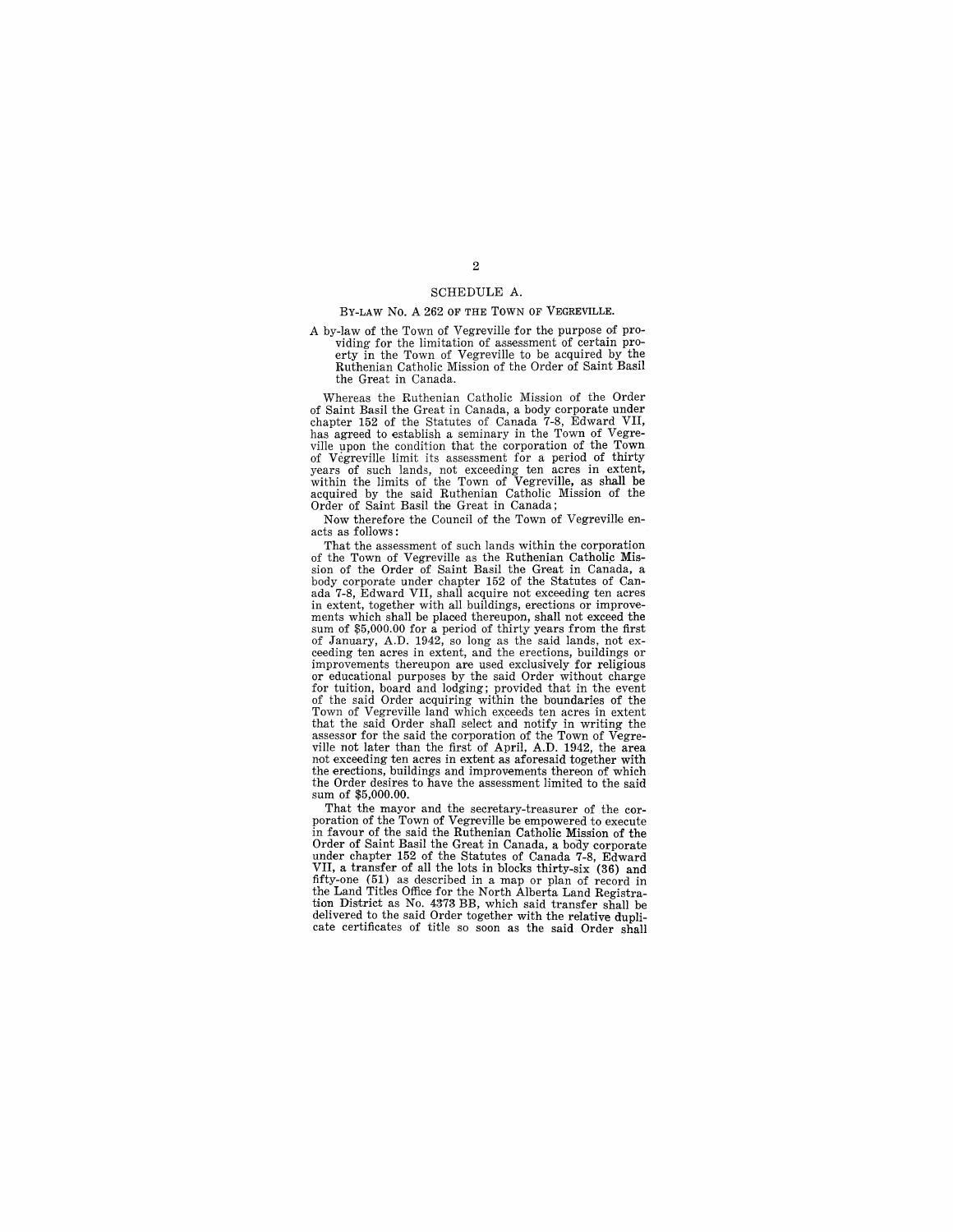## SCHEDULE A.

### BY-LAW NO. A 262 OF THE TOWN OF VEGREVILLE.

A by-law of the Town of Vegreville for the purpose of providing for the limitation of assessment of certain property in the Town of Vegreville to be acquired by the Ruthenian Catholic Mission of the Order of Saint Basil the Great in Canada.

Whereas the Ruthenian Catholic Mission of the Order of Saint Basil the Great in Canada, a body corporate under chapter 152 of the Statutes of Canada 7-8, Edward VII, has agreed to establish a seminary in the Town of Vegreville upon the condition that the corporation of the Town of Vegreville limit its assessment for a period of thirty years of such lands, not exceeding ten acres in extent, within the limits of the Town of Vegreville, as shall be acquired by the said Ruthenian Catholic Mission of the Order of Saint Basil the Great in Canada;

Now therefore the Council of the Town of Vegreville enacts as follows:

That the assessment of such lands within the corporation of the Town of Vegreville as the Ruthenian Catholic Mission of the Order of Saint Basil the Great in Canada, a body corporate under chapter 152 of the Statutes of Canada 7-8, Edward VII, shall acquire not exceeding ten acres in extent, together with all buildings, erections or improvements which shall be placed thereupon, shall not exceed the sum of $5,000.00 for a period of thirty years from the first of January, A.D. 1942, so long as the said lands, not exceeding ten acres in extent, and the erections, buildings or improvements thereupon are used exclusively for religious or educational purposes by the said Order without charge for tuition, board and lodging; provided that in the event of the said Order acquiring within the boundaries of the Town of Vegreville land which exceeds ten acres in extent that the said Order shall select and notify in writing the assessor for the said the corporation of the Town of Vegreville not later than the first of April, A.D. 1942, the area not exceeding ten acres in extent as aforesaid together with the erections, buildings and improvements thereon of which the Order desires to have the assessment limited to the said sum of $5,000.00.

That the mayor and the secretary-treasurer of the corporation of the Town of Vegreville be empowered to execute in favour of the said the Ruthenian Catholic Mission of the Order of Saint Basil the Great in Canada, a body corporate under chapter 152 of the Statutes of Canada 7-8, Edward VII, a transfer of all the lots in blocks thirty-six (36) and fifty-one (51) as described in a map or plan of record in the Land Titles Office for the North Alberta Land Registration District as No. 4373 BB, which said transfer shall be delivered to the said Order together with the relative duplicate certificates of title so soon as the said Order shall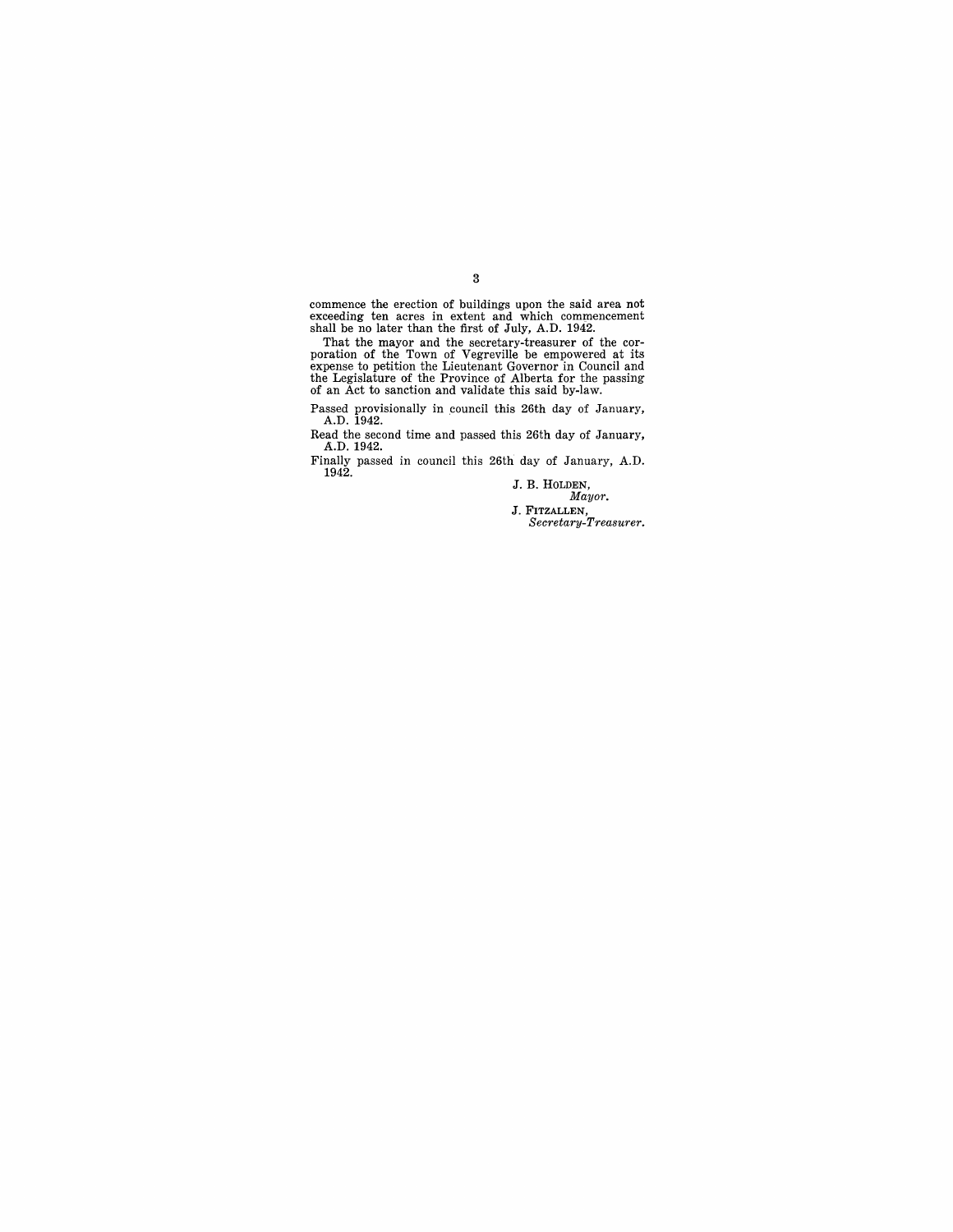commence the erection of buildings upon the said area not exceeding ten acres in extent and which commencement shall be no later than the first of July, A.D. 1942.

That the mayor and the secretary-treasurer of the corporation of the Town of Vegreville be empowered at its expense to petition the Lieutenant Governor in Council and the Legislature of the Province of Alberta for the passing of an Act to sanction and validate this said by-law.

Passed provisionally in council this 26th day of January, A.D. 1942.

Read the second time and passed this 26th day of January, A.D. 1942.

Finally passed in council this 26th day of January, A.D. 1942.

J. B. HOLDEN,
*Mayor.*

J. FITZALLEN,
*Secretary-Treasurer.*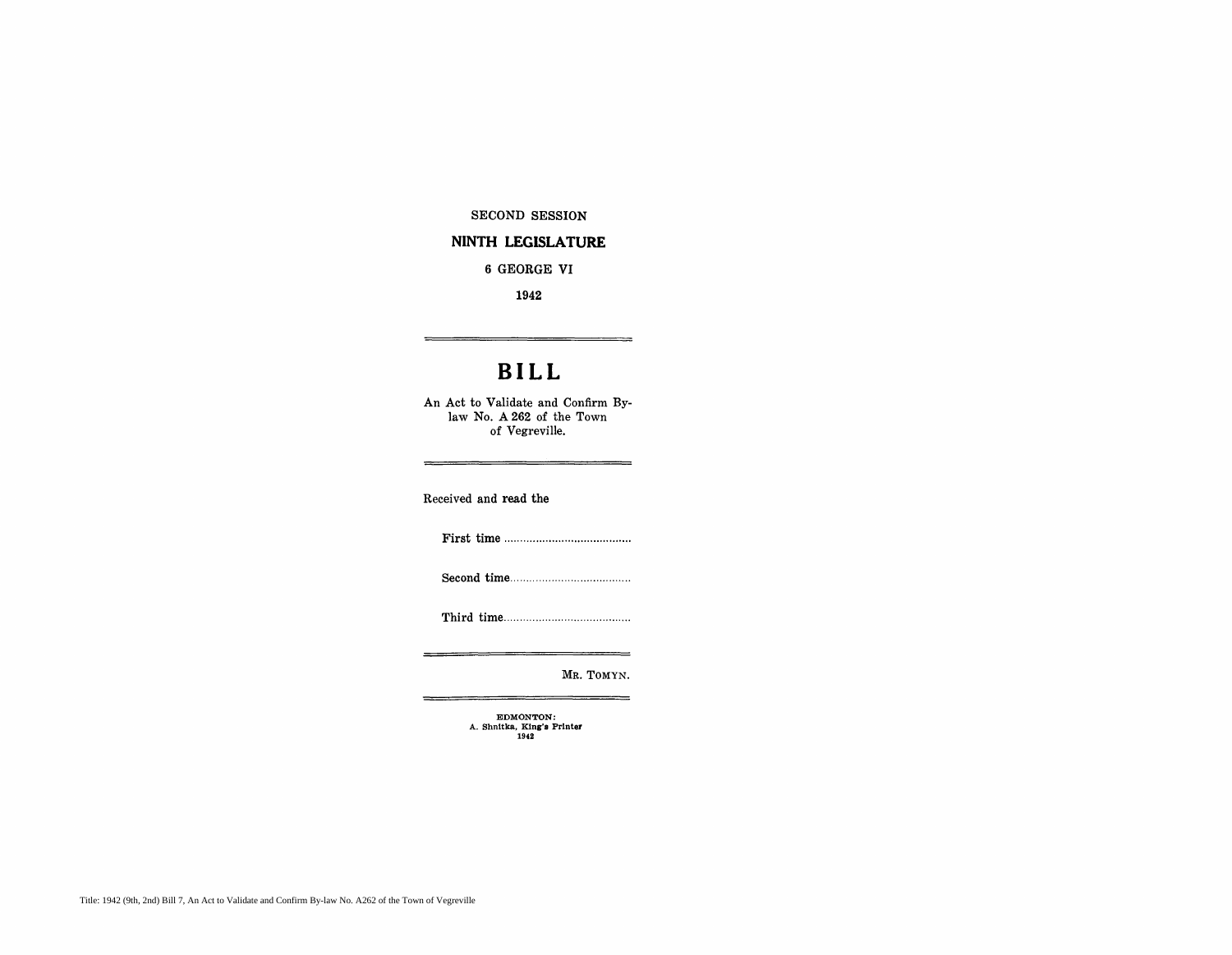SECOND SESSION

## NINTH LEGISLATURE

6 GEORGE VI

1942

# BILL

An Act to Validate and Confirm By-law No. A 262 of the Town of Vegreville.

Received and read the

First time ........................................

Second time........................................

Third time........................................

MR. TOMYN.

EDMONTON:
A. Shnitka, King's Printer
1942

Title: 1942 (9th, 2nd) Bill 7, An Act to Validate and Confirm By-law No. A262 of the Town of Vegreville